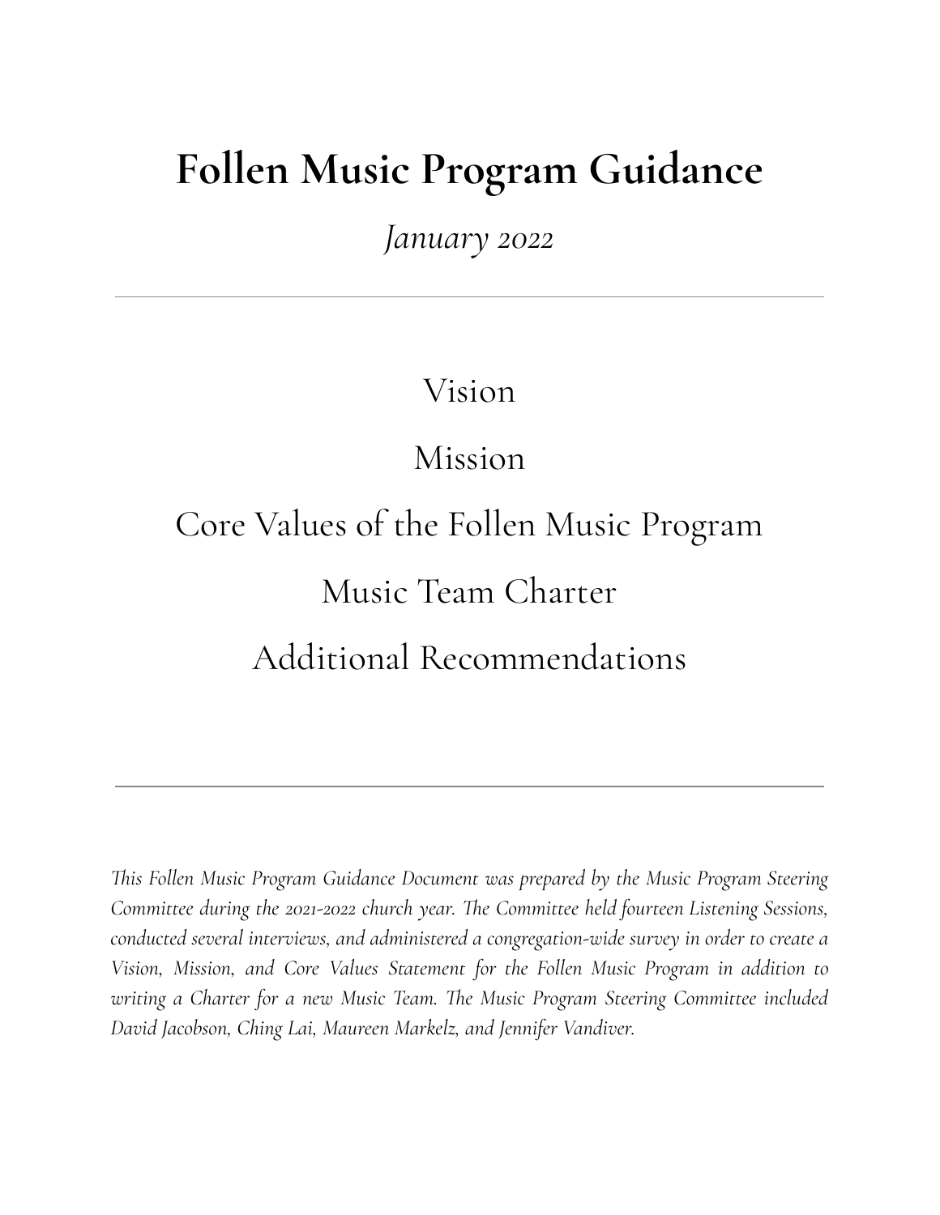# Follen Music Program Guidance

*January 2022*

---

Vision

Mission

Core Values of the Follen Music Program

Music Team Charter

Additional Recommendations

---

*This Follen Music Program Guidance Document was prepared by the Music Program Steering Committee during the 2021-2022 church year. The Committee held fourteen Listening Sessions, conducted several interviews, and administered a congregation-wide survey in order to create a Vision, Mission, and Core Values Statement for the Follen Music Program in addition to writing a Charter for a new Music Team. The Music Program Steering Committee included David Jacobson, Ching Lai, Maureen Markelz, and Jennifer Vandiver.*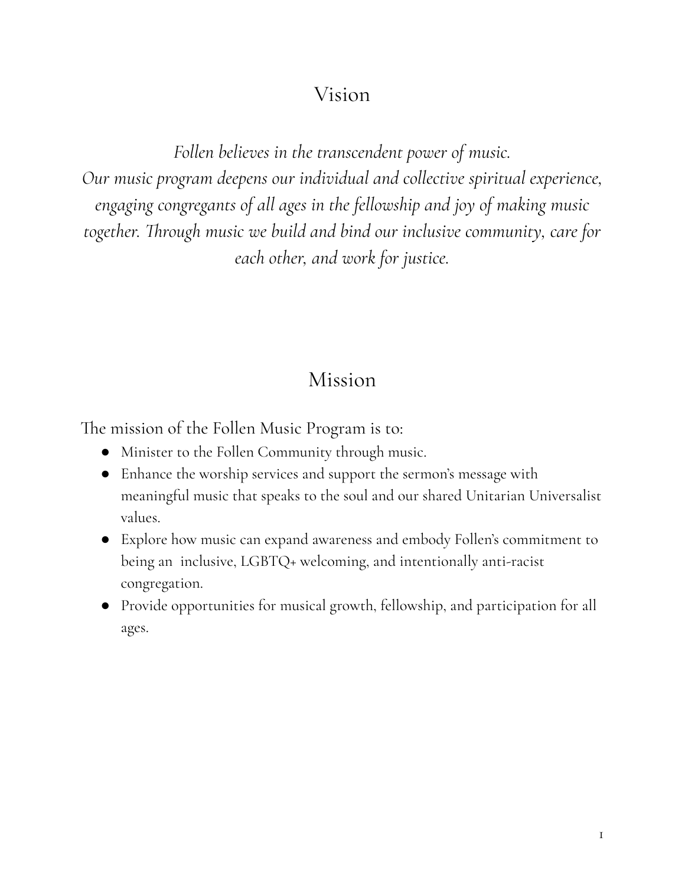# Vision

*Follen believes in the transcendent power of music.*
*Our music program deepens our individual and collective spiritual experience, engaging congregants of all ages in the fellowship and joy of making music together. Through music we build and bind our inclusive community, care for each other, and work for justice.*

# Mission

The mission of the Follen Music Program is to:

- Minister to the Follen Community through music.
- Enhance the worship services and support the sermon's message with meaningful music that speaks to the soul and our shared Unitarian Universalist values.
- Explore how music can expand awareness and embody Follen's commitment to being an inclusive, LGBTQ+ welcoming, and intentionally anti-racist congregation.
- Provide opportunities for musical growth, fellowship, and participation for all ages.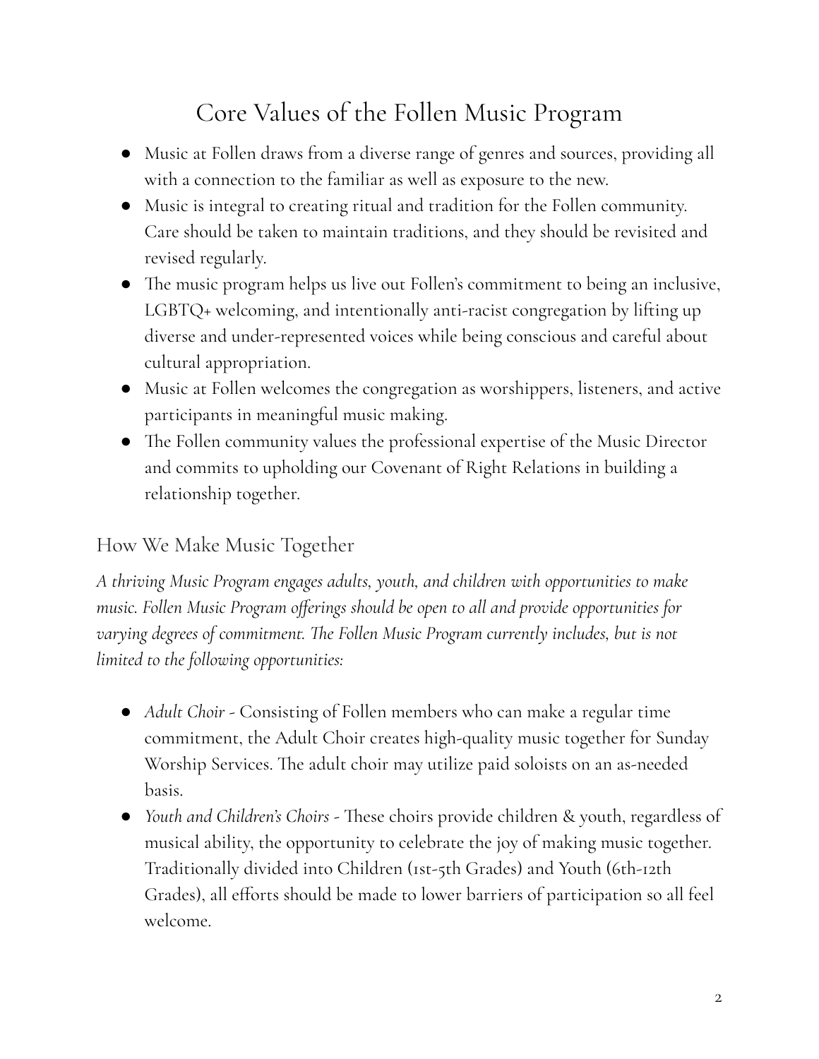# Core Values of the Follen Music Program

- Music at Follen draws from a diverse range of genres and sources, providing all with a connection to the familiar as well as exposure to the new.
- Music is integral to creating ritual and tradition for the Follen community. Care should be taken to maintain traditions, and they should be revisited and revised regularly.
- The music program helps us live out Follen's commitment to being an inclusive, LGBTQ+ welcoming, and intentionally anti-racist congregation by lifting up diverse and under-represented voices while being conscious and careful about cultural appropriation.
- Music at Follen welcomes the congregation as worshippers, listeners, and active participants in meaningful music making.
- The Follen community values the professional expertise of the Music Director and commits to upholding our Covenant of Right Relations in building a relationship together.

## How We Make Music Together

*A thriving Music Program engages adults, youth, and children with opportunities to make music. Follen Music Program offerings should be open to all and provide opportunities for varying degrees of commitment. The Follen Music Program currently includes, but is not limited to the following opportunities:*

- *Adult Choir* - Consisting of Follen members who can make a regular time commitment, the Adult Choir creates high-quality music together for Sunday Worship Services. The adult choir may utilize paid soloists on an as-needed basis.
- *Youth and Children's Choirs* - These choirs provide children & youth, regardless of musical ability, the opportunity to celebrate the joy of making music together. Traditionally divided into Children (1st-5th Grades) and Youth (6th-12th Grades), all efforts should be made to lower barriers of participation so all feel welcome.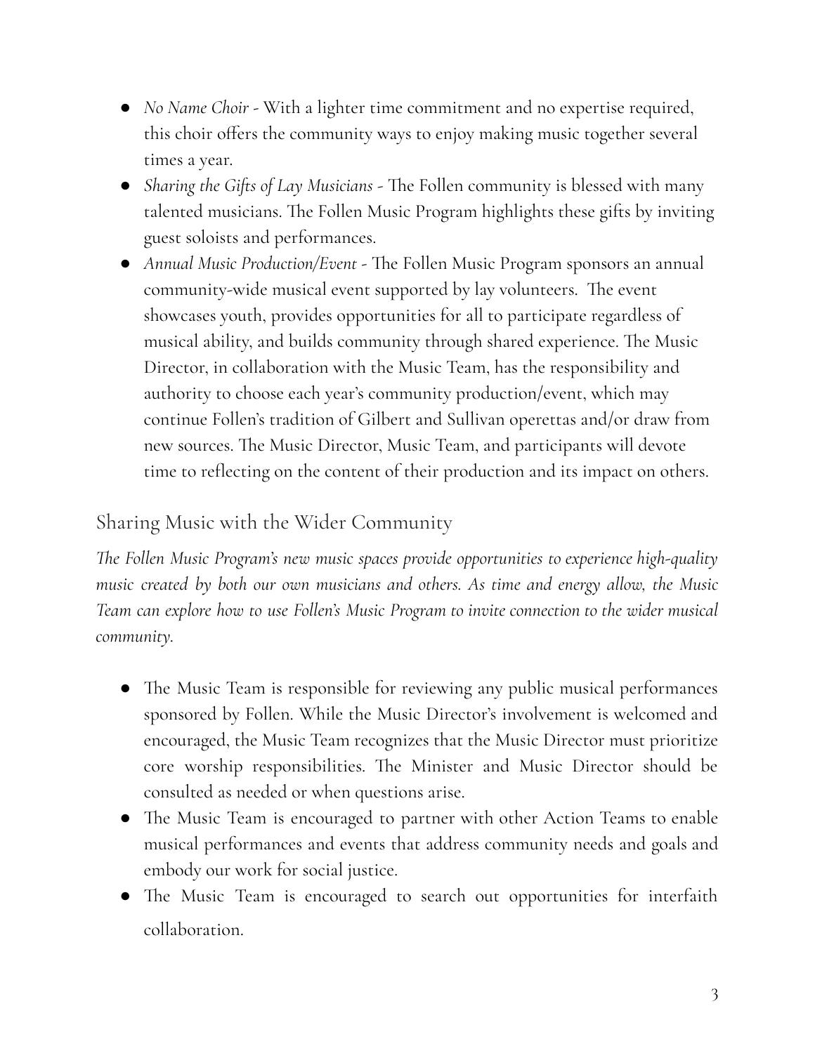- *No Name Choir* - With a lighter time commitment and no expertise required, this choir offers the community ways to enjoy making music together several times a year.
- *Sharing the Gifts of Lay Musicians* - The Follen community is blessed with many talented musicians. The Follen Music Program highlights these gifts by inviting guest soloists and performances.
- *Annual Music Production/Event* - The Follen Music Program sponsors an annual community-wide musical event supported by lay volunteers. The event showcases youth, provides opportunities for all to participate regardless of musical ability, and builds community through shared experience. The Music Director, in collaboration with the Music Team, has the responsibility and authority to choose each year's community production/event, which may continue Follen's tradition of Gilbert and Sullivan operettas and/or draw from new sources. The Music Director, Music Team, and participants will devote time to reflecting on the content of their production and its impact on others.

## Sharing Music with the Wider Community

*The Follen Music Program's new music spaces provide opportunities to experience high-quality music created by both our own musicians and others. As time and energy allow, the Music Team can explore how to use Follen's Music Program to invite connection to the wider musical community.*

- The Music Team is responsible for reviewing any public musical performances sponsored by Follen. While the Music Director's involvement is welcomed and encouraged, the Music Team recognizes that the Music Director must prioritize core worship responsibilities. The Minister and Music Director should be consulted as needed or when questions arise.
- The Music Team is encouraged to partner with other Action Teams to enable musical performances and events that address community needs and goals and embody our work for social justice.
- The Music Team is encouraged to search out opportunities for interfaith collaboration.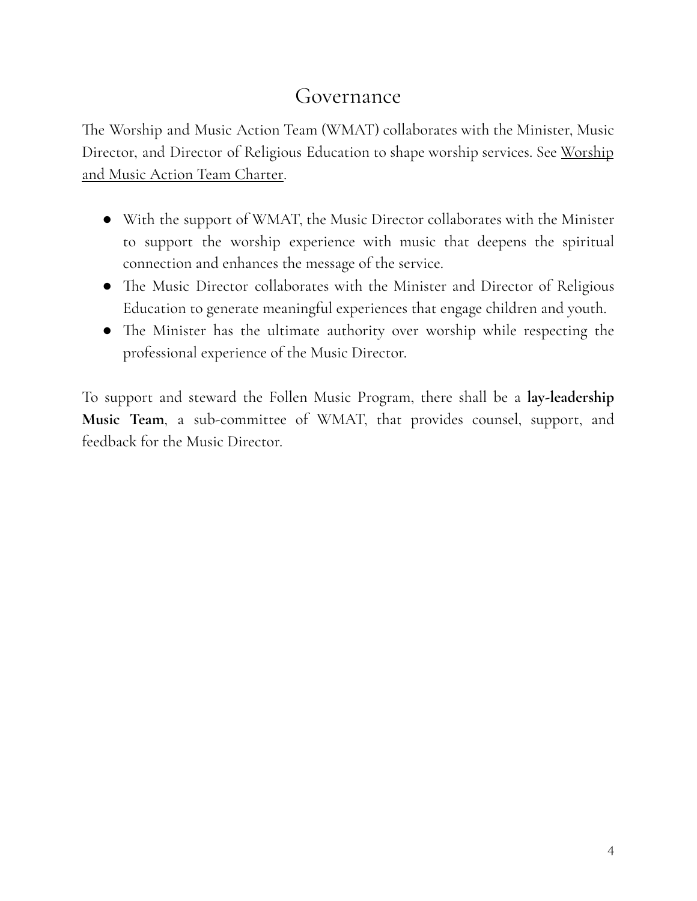# Governance

The Worship and Music Action Team (WMAT) collaborates with the Minister, Music Director, and Director of Religious Education to shape worship services. See Worship and Music Action Team Charter.

- With the support of WMAT, the Music Director collaborates with the Minister to support the worship experience with music that deepens the spiritual connection and enhances the message of the service.
- The Music Director collaborates with the Minister and Director of Religious Education to generate meaningful experiences that engage children and youth.
- The Minister has the ultimate authority over worship while respecting the professional experience of the Music Director.

To support and steward the Follen Music Program, there shall be a **lay-leadership Music Team**, a sub-committee of WMAT, that provides counsel, support, and feedback for the Music Director.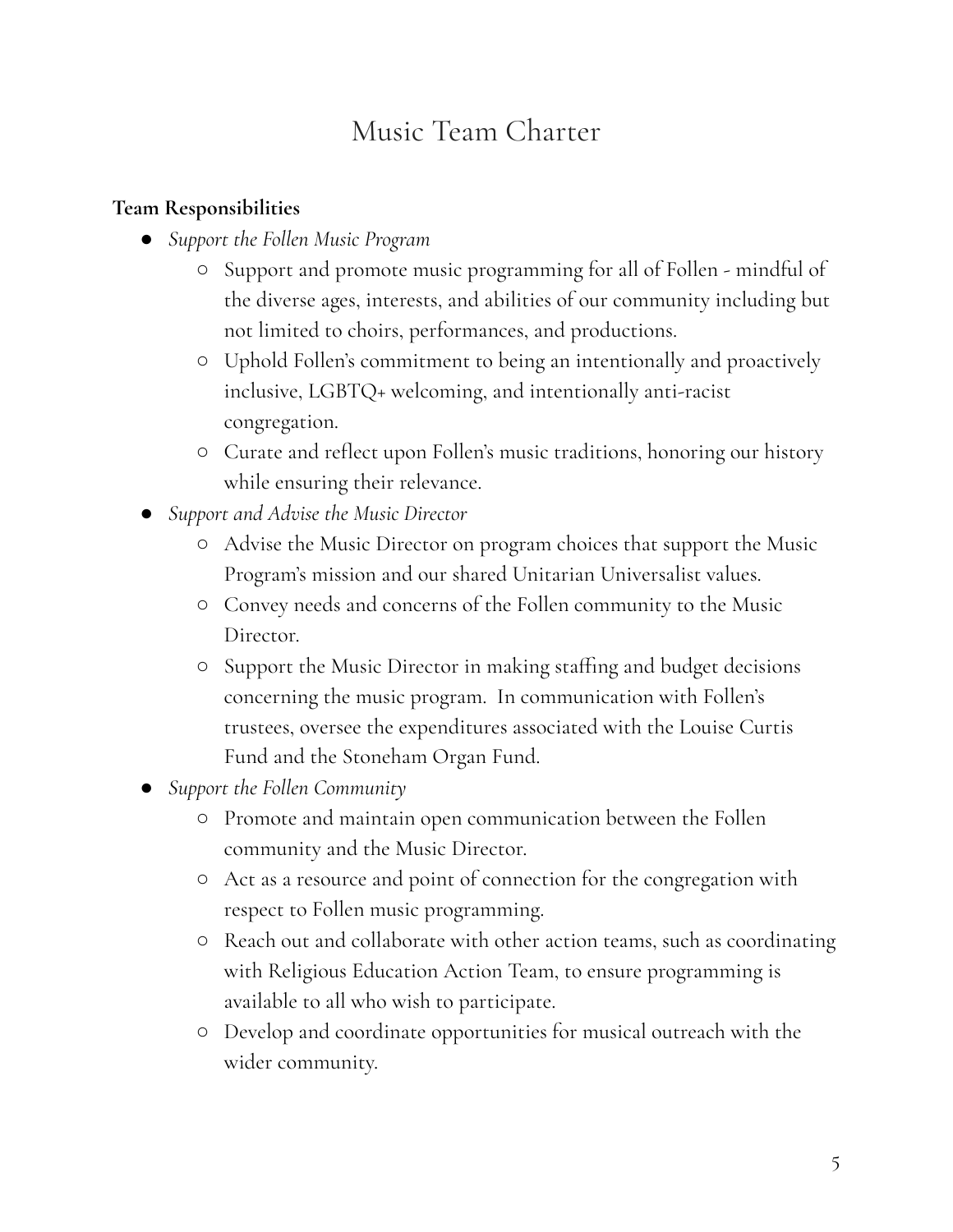# Music Team Charter

**Team Responsibilities**

- *Support the Follen Music Program*
    - Support and promote music programming for all of Follen - mindful of the diverse ages, interests, and abilities of our community including but not limited to choirs, performances, and productions.
    - Uphold Follen's commitment to being an intentionally and proactively inclusive, LGBTQ+ welcoming, and intentionally anti-racist congregation.
    - Curate and reflect upon Follen's music traditions, honoring our history while ensuring their relevance.
- *Support and Advise the Music Director*
    - Advise the Music Director on program choices that support the Music Program's mission and our shared Unitarian Universalist values.
    - Convey needs and concerns of the Follen community to the Music Director.
    - Support the Music Director in making staffing and budget decisions concerning the music program. In communication with Follen's trustees, oversee the expenditures associated with the Louise Curtis Fund and the Stoneham Organ Fund.
- *Support the Follen Community*
    - Promote and maintain open communication between the Follen community and the Music Director.
    - Act as a resource and point of connection for the congregation with respect to Follen music programming.
    - Reach out and collaborate with other action teams, such as coordinating with Religious Education Action Team, to ensure programming is available to all who wish to participate.
    - Develop and coordinate opportunities for musical outreach with the wider community.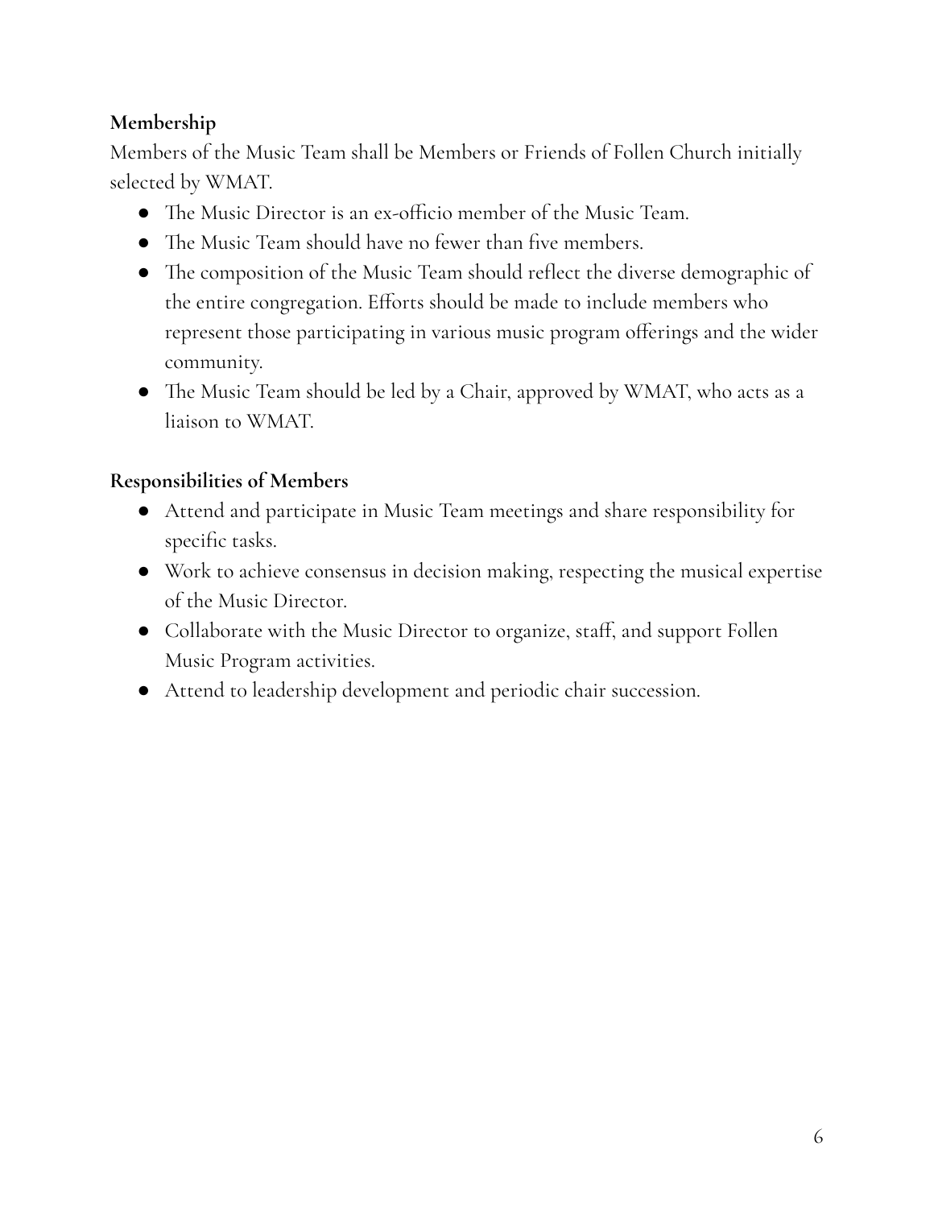**Membership**

Members of the Music Team shall be Members or Friends of Follen Church initially selected by WMAT.

- The Music Director is an ex-officio member of the Music Team.
- The Music Team should have no fewer than five members.
- The composition of the Music Team should reflect the diverse demographic of the entire congregation. Efforts should be made to include members who represent those participating in various music program offerings and the wider community.
- The Music Team should be led by a Chair, approved by WMAT, who acts as a liaison to WMAT.

**Responsibilities of Members**

- Attend and participate in Music Team meetings and share responsibility for specific tasks.
- Work to achieve consensus in decision making, respecting the musical expertise of the Music Director.
- Collaborate with the Music Director to organize, staff, and support Follen Music Program activities.
- Attend to leadership development and periodic chair succession.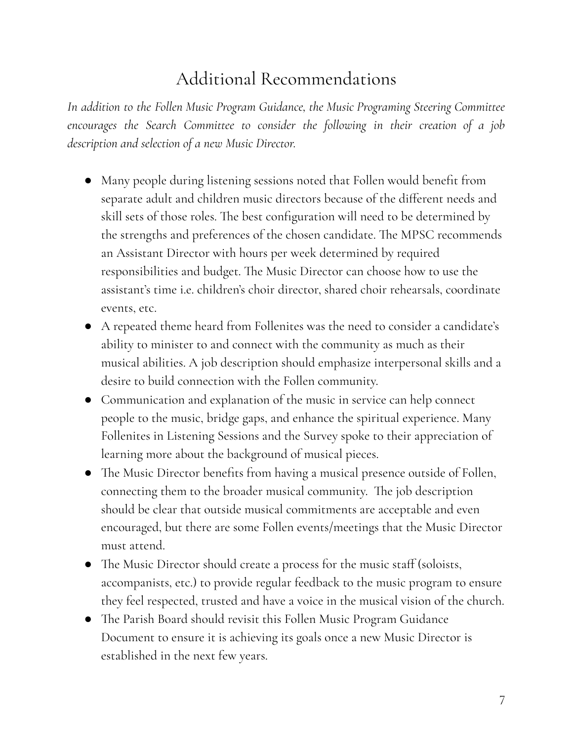## Additional Recommendations

*In addition to the Follen Music Program Guidance, the Music Programing Steering Committee encourages the Search Committee to consider the following in their creation of a job description and selection of a new Music Director.*

- Many people during listening sessions noted that Follen would benefit from separate adult and children music directors because of the different needs and skill sets of those roles. The best configuration will need to be determined by the strengths and preferences of the chosen candidate. The MPSC recommends an Assistant Director with hours per week determined by required responsibilities and budget. The Music Director can choose how to use the assistant's time i.e. children's choir director, shared choir rehearsals, coordinate events, etc.
- A repeated theme heard from Follenites was the need to consider a candidate's ability to minister to and connect with the community as much as their musical abilities. A job description should emphasize interpersonal skills and a desire to build connection with the Follen community.
- Communication and explanation of the music in service can help connect people to the music, bridge gaps, and enhance the spiritual experience. Many Follenites in Listening Sessions and the Survey spoke to their appreciation of learning more about the background of musical pieces.
- The Music Director benefits from having a musical presence outside of Follen, connecting them to the broader musical community. The job description should be clear that outside musical commitments are acceptable and even encouraged, but there are some Follen events/meetings that the Music Director must attend.
- The Music Director should create a process for the music staff (soloists, accompanists, etc.) to provide regular feedback to the music program to ensure they feel respected, trusted and have a voice in the musical vision of the church.
- The Parish Board should revisit this Follen Music Program Guidance Document to ensure it is achieving its goals once a new Music Director is established in the next few years.